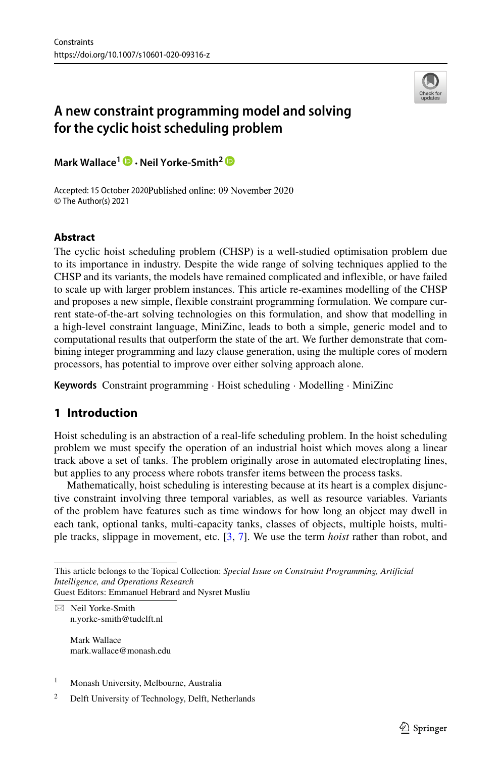Constraints
https://doi.org/10.1007/s10601-020-09316-z

# A new constraint programming model and solving for the cyclic hoist scheduling problem

**Mark Wallace[1] · Neil Yorke-Smith[2]**

Accepted: 15 October 2020 Published online: 09 November 2020
© The Author(s) 2021

## Abstract

The cyclic hoist scheduling problem (CHSP) is a well-studied optimisation problem due to its importance in industry. Despite the wide range of solving techniques applied to the CHSP and its variants, the models have remained complicated and inflexible, or have failed to scale up with larger problem instances. This article re-examines modelling of the CHSP and proposes a new simple, flexible constraint programming formulation. We compare current state-of-the-art solving technologies on this formulation, and show that modelling in a high-level constraint language, MiniZinc, leads to both a simple, generic model and to computational results that outperform the state of the art. We further demonstrate that combining integer programming and lazy clause generation, using the multiple cores of modern processors, has potential to improve over either solving approach alone.

**Keywords** Constraint programming · Hoist scheduling · Modelling · MiniZinc

## 1 Introduction

Hoist scheduling is an abstraction of a real-life scheduling problem. In the hoist scheduling problem we must specify the operation of an industrial hoist which moves along a linear track above a set of tanks. The problem originally arose in automated electroplating lines, but applies to any process where robots transfer items between the process tasks.

Mathematically, hoist scheduling is interesting because at its heart is a complex disjunctive constraint involving three temporal variables, as well as resource variables. Variants of the problem have features such as time windows for how long an object may dwell in each tank, optional tanks, multi-capacity tanks, classes of objects, multiple hoists, multiple tracks, slippage in movement, etc. [3, 7]. We use the term *hoist* rather than robot, and

---

This article belongs to the Topical Collection: *Special Issue on Constraint Programming, Artificial Intelligence, and Operations Research*
Guest Editors: Emmanuel Hebrard and Nysret Musliu

✉ Neil Yorke-Smith
n.yorke-smith@tudelft.nl

Mark Wallace
mark.wallace@monash.edu

[1] Monash University, Melbourne, Australia

[2] Delft University of Technology, Delft, Netherlands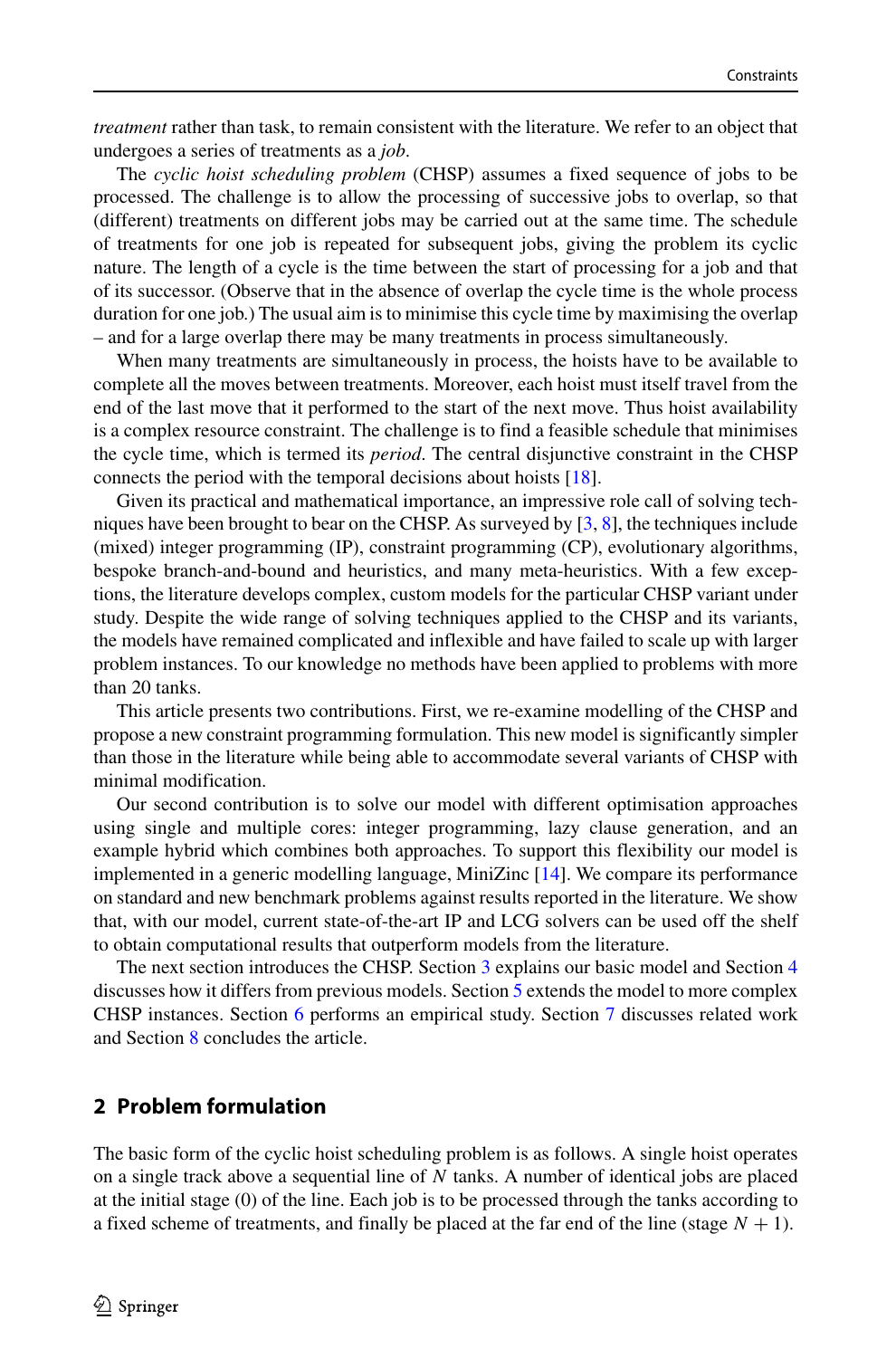*treatment* rather than task, to remain consistent with the literature. We refer to an object that undergoes a series of treatments as a *job*.

The *cyclic hoist scheduling problem* (CHSP) assumes a fixed sequence of jobs to be processed. The challenge is to allow the processing of successive jobs to overlap, so that (different) treatments on different jobs may be carried out at the same time. The schedule of treatments for one job is repeated for subsequent jobs, giving the problem its cyclic nature. The length of a cycle is the time between the start of processing for a job and that of its successor. (Observe that in the absence of overlap the cycle time is the whole process duration for one job.) The usual aim is to minimise this cycle time by maximising the overlap – and for a large overlap there may be many treatments in process simultaneously.

When many treatments are simultaneously in process, the hoists have to be available to complete all the moves between treatments. Moreover, each hoist must itself travel from the end of the last move that it performed to the start of the next move. Thus hoist availability is a complex resource constraint. The challenge is to find a feasible schedule that minimises the cycle time, which is termed its *period*. The central disjunctive constraint in the CHSP connects the period with the temporal decisions about hoists [18].

Given its practical and mathematical importance, an impressive role call of solving techniques have been brought to bear on the CHSP. As surveyed by [3, 8], the techniques include (mixed) integer programming (IP), constraint programming (CP), evolutionary algorithms, bespoke branch-and-bound and heuristics, and many meta-heuristics. With a few exceptions, the literature develops complex, custom models for the particular CHSP variant under study. Despite the wide range of solving techniques applied to the CHSP and its variants, the models have remained complicated and inflexible and have failed to scale up with larger problem instances. To our knowledge no methods have been applied to problems with more than 20 tanks.

This article presents two contributions. First, we re-examine modelling of the CHSP and propose a new constraint programming formulation. This new model is significantly simpler than those in the literature while being able to accommodate several variants of CHSP with minimal modification.

Our second contribution is to solve our model with different optimisation approaches using single and multiple cores: integer programming, lazy clause generation, and an example hybrid which combines both approaches. To support this flexibility our model is implemented in a generic modelling language, MiniZinc [14]. We compare its performance on standard and new benchmark problems against results reported in the literature. We show that, with our model, current state-of-the-art IP and LCG solvers can be used off the shelf to obtain computational results that outperform models from the literature.

The next section introduces the CHSP. Section 3 explains our basic model and Section 4 discusses how it differs from previous models. Section 5 extends the model to more complex CHSP instances. Section 6 performs an empirical study. Section 7 discusses related work and Section 8 concludes the article.

## 2 Problem formulation

The basic form of the cyclic hoist scheduling problem is as follows. A single hoist operates on a single track above a sequential line of $N$ tanks. A number of identical jobs are placed at the initial stage (0) of the line. Each job is to be processed through the tanks according to a fixed scheme of treatments, and finally be placed at the far end of the line (stage $N+1$).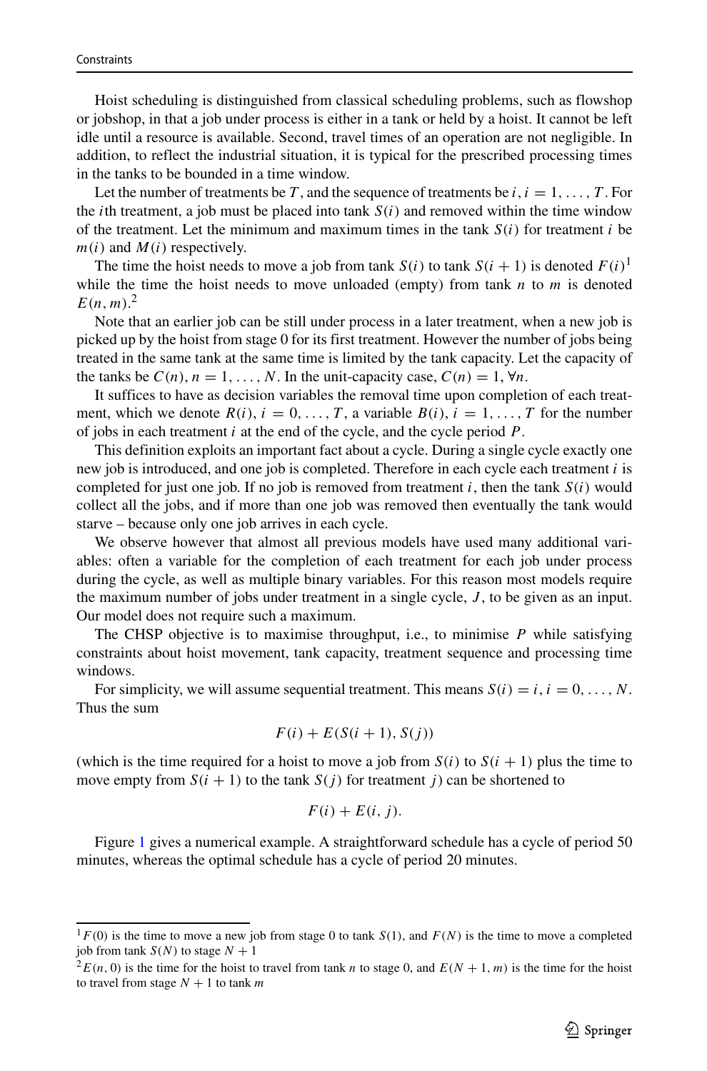Hoist scheduling is distinguished from classical scheduling problems, such as flowshop or jobshop, in that a job under process is either in a tank or held by a hoist. It cannot be left idle until a resource is available. Second, travel times of an operation are not negligible. In addition, to reflect the industrial situation, it is typical for the prescribed processing times in the tanks to be bounded in a time window.

Let the number of treatments be $T$, and the sequence of treatments be $i, i = 1, \ldots, T$. For the $i$th treatment, a job must be placed into tank $S(i)$ and removed within the time window of the treatment. Let the minimum and maximum times in the tank $S(i)$ for treatment $i$ be $m(i)$ and $M(i)$ respectively.

The time the hoist needs to move a job from tank $S(i)$ to tank $S(i+1)$ is denoted $F(i)$[1] while the time the hoist needs to move unloaded (empty) from tank $n$ to $m$ is denoted $E(n, m)$.[2]

Note that an earlier job can be still under process in a later treatment, when a new job is picked up by the hoist from stage 0 for its first treatment. However the number of jobs being treated in the same tank at the same time is limited by the tank capacity. Let the capacity of the tanks be $C(n), n = 1, \ldots, N$. In the unit-capacity case, $C(n) = 1, \forall n$.

It suffices to have as decision variables the removal time upon completion of each treatment, which we denote $R(i), i = 0, \ldots, T$, a variable $B(i), i = 1, \ldots, T$ for the number of jobs in each treatment $i$ at the end of the cycle, and the cycle period $P$.

This definition exploits an important fact about a cycle. During a single cycle exactly one new job is introduced, and one job is completed. Therefore in each cycle each treatment $i$ is completed for just one job. If no job is removed from treatment $i$, then the tank $S(i)$ would collect all the jobs, and if more than one job was removed then eventually the tank would starve – because only one job arrives in each cycle.

We observe however that almost all previous models have used many additional variables: often a variable for the completion of each treatment for each job under process during the cycle, as well as multiple binary variables. For this reason most models require the maximum number of jobs under treatment in a single cycle, $J$, to be given as an input. Our model does not require such a maximum.

The CHSP objective is to maximise throughput, i.e., to minimise $P$ while satisfying constraints about hoist movement, tank capacity, treatment sequence and processing time windows.

For simplicity, we will assume sequential treatment. This means $S(i) = i, i = 0, \ldots, N$. Thus the sum

$$F(i) + E(S(i+1), S(j))$$

(which is the time required for a hoist to move a job from $S(i)$ to $S(i+1)$ plus the time to move empty from $S(i+1)$ to the tank $S(j)$ for treatment $j$) can be shortened to

$$F(i) + E(i, j).$$

Figure 1 gives a numerical example. A straightforward schedule has a cycle of period 50 minutes, whereas the optimal schedule has a cycle of period 20 minutes.

---

[1] $F(0)$ is the time to move a new job from stage 0 to tank $S(1)$, and $F(N)$ is the time to move a completed job from tank $S(N)$ to stage $N+1$

[2] $E(n, 0)$ is the time for the hoist to travel from tank $n$ to stage 0, and $E(N+1, m)$ is the time for the hoist to travel from stage $N+1$ to tank $m$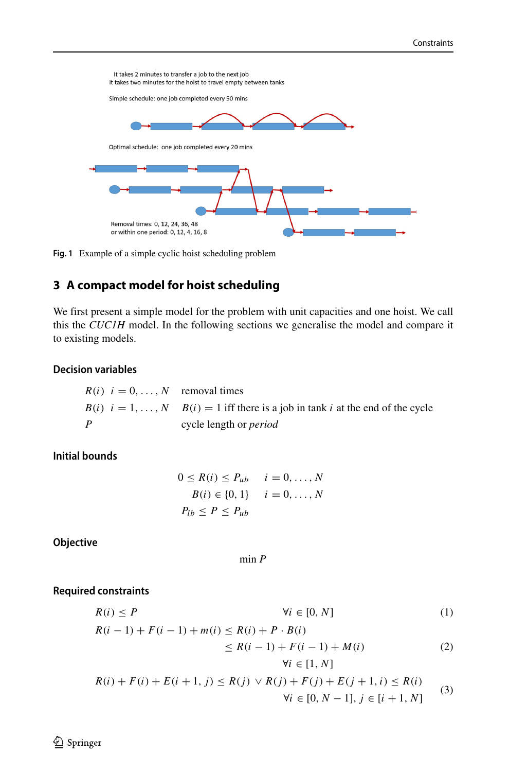It takes 2 minutes to transfer a job to the next job
It takes two minutes for the hoist to travel empty between tanks

Simple schedule: one job completed every 50 mins

Optimal schedule: one job completed every 20 mins

Removal times: 0, 12, 24, 36, 48
or within one period: 0, 12, 4, 16, 8

**Fig. 1** Example of a simple cyclic hoist scheduling problem

## 3 A compact model for hoist scheduling

We first present a simple model for the problem with unit capacities and one hoist. We call this the *CUC1H* model. In the following sections we generalise the model and compare it to existing models.

### Decision variables

| | | |
|---|---|---|
| $R(i)$ | $i = 0, \ldots, N$ | removal times |
| $B(i)$ | $i = 1, \ldots, N$ | $B(i) = 1$ iff there is a job in tank $i$ at the end of the cycle |
| $P$ | | cycle length or *period* |

### Initial bounds

$$
\begin{aligned}
0 \leq R(i) &\leq P_{ub} & i = 0, \ldots, N \\
B(i) &\in \{0, 1\} & i = 0, \ldots, N \\
P_{lb} \leq P &\leq P_{ub}
\end{aligned}
$$

### Objective

$$\min P$$

### Required constraints

$$R(i) \leq P \qquad \forall i \in [0, N] \tag{1}$$

$$
\begin{aligned}
R(i-1) + F(i-1) + m(i) \leq R(i) + P \cdot B(i) \\
\leq R(i-1) + F(i-1) + M(i) \\
\forall i \in [1, N]
\end{aligned}
\tag{2}
$$

$$
\begin{aligned}
R(i) + F(i) + E(i+1, j) \leq R(j) \vee R(j) + F(j) + E(j+1, i) \leq R(i) \\
\forall i \in [0, N-1], j \in [i+1, N]
\end{aligned}
\tag{3}
$$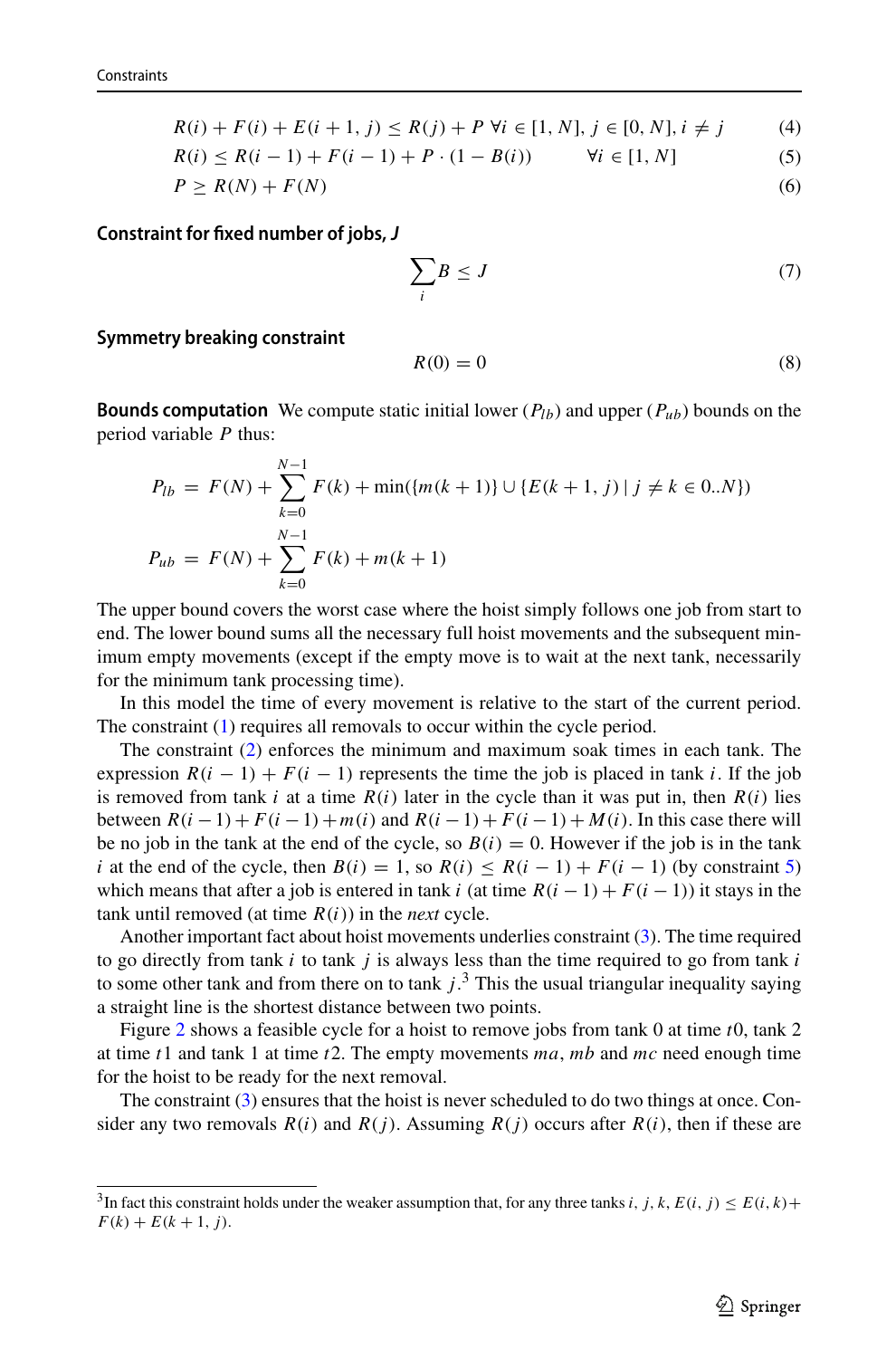$$R(i) + F(i) + E(i+1, j) \leq R(j) + P \;\; \forall i \in [1, N], j \in [0, N], i \neq j \tag{4}$$

$$R(i) \leq R(i-1) + F(i-1) + P \cdot (1 - B(i)) \qquad \forall i \in [1, N] \tag{5}$$

$$P \geq R(N) + F(N) \tag{6}$$

**Constraint for fixed number of jobs, *J***

$$\sum_i B \leq J \tag{7}$$

**Symmetry breaking constraint**

$$R(0) = 0 \tag{8}$$

**Bounds computation** We compute static initial lower ($P_{lb}$) and upper ($P_{ub}$) bounds on the period variable $P$ thus:

$$P_{lb} = F(N) + \sum_{k=0}^{N-1} F(k) + \min(\{m(k+1)\} \cup \{E(k+1, j) \mid j \neq k \in 0..N\})$$

$$P_{ub} = F(N) + \sum_{k=0}^{N-1} F(k) + m(k+1)$$

The upper bound covers the worst case where the hoist simply follows one job from start to end. The lower bound sums all the necessary full hoist movements and the subsequent minimum empty movements (except if the empty move is to wait at the next tank, necessarily for the minimum tank processing time).

In this model the time of every movement is relative to the start of the current period. The constraint (1) requires all removals to occur within the cycle period.

The constraint (2) enforces the minimum and maximum soak times in each tank. The expression $R(i-1) + F(i-1)$ represents the time the job is placed in tank $i$. If the job is removed from tank $i$ at a time $R(i)$ later in the cycle than it was put in, then $R(i)$ lies between $R(i-1) + F(i-1) + m(i)$ and $R(i-1) + F(i-1) + M(i)$. In this case there will be no job in the tank at the end of the cycle, so $B(i) = 0$. However if the job is in the tank $i$ at the end of the cycle, then $B(i) = 1$, so $R(i) \leq R(i-1) + F(i-1)$ (by constraint 5) which means that after a job is entered in tank $i$ (at time $R(i-1) + F(i-1)$) it stays in the tank until removed (at time $R(i)$) in the *next* cycle.

Another important fact about hoist movements underlies constraint (3). The time required to go directly from tank $i$ to tank $j$ is always less than the time required to go from tank $i$ to some other tank and from there on to tank $j$.[3] This the usual triangular inequality saying a straight line is the shortest distance between two points.

Figure 2 shows a feasible cycle for a hoist to remove jobs from tank 0 at time $t0$, tank 2 at time $t1$ and tank 1 at time $t2$. The empty movements $ma$, $mb$ and $mc$ need enough time for the hoist to be ready for the next removal.

The constraint (3) ensures that the hoist is never scheduled to do two things at once. Consider any two removals $R(i)$ and $R(j)$. Assuming $R(j)$ occurs after $R(i)$, then if these are

[3] In fact this constraint holds under the weaker assumption that, for any three tanks $i, j, k$, $E(i, j) \leq E(i, k) + F(k) + E(k+1, j)$.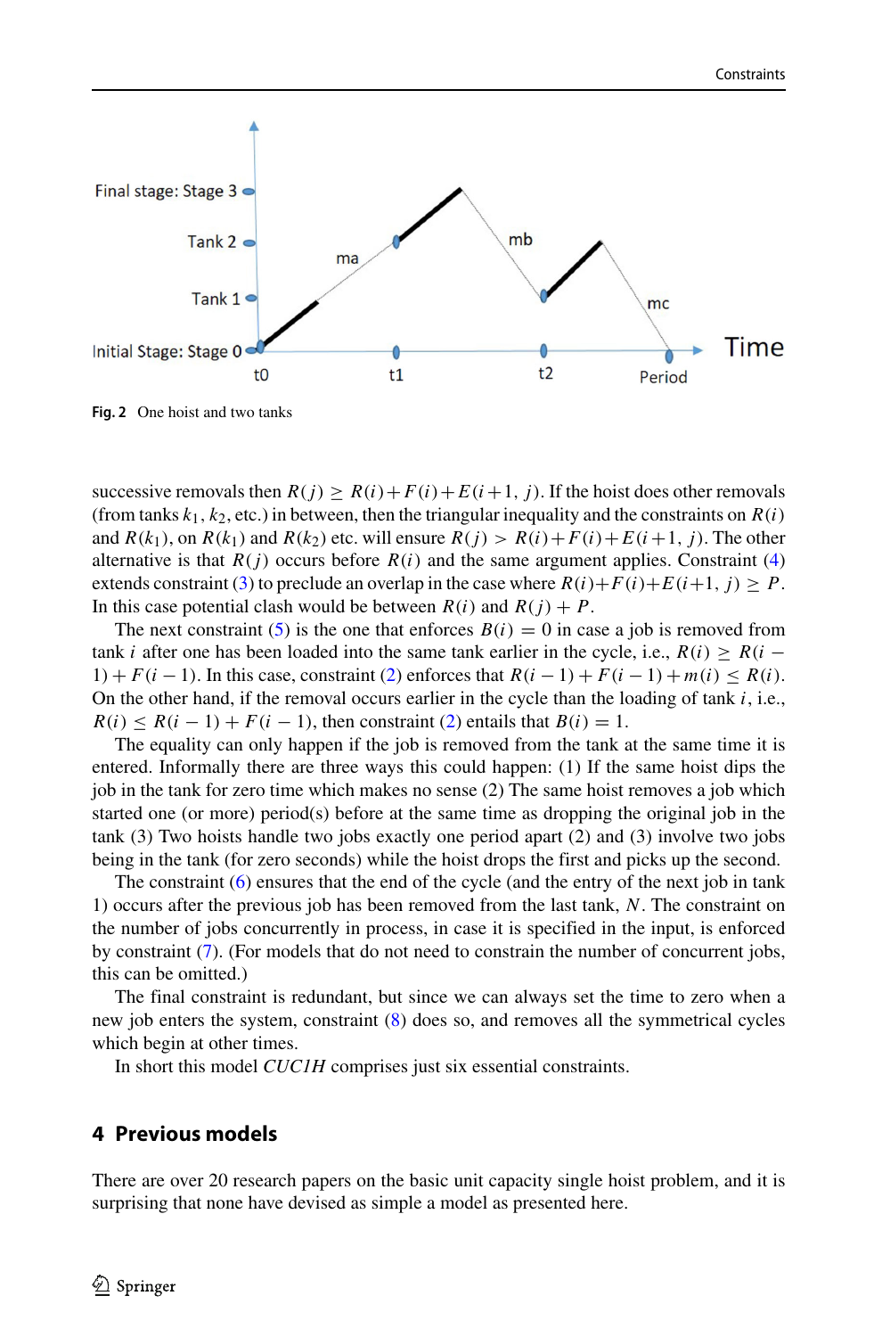Fig. 2 One hoist and two tanks

successive removals then $R(j) \geq R(i)+F(i)+E(i+1, j)$. If the hoist does other removals (from tanks $k_1, k_2$, etc.) in between, then the triangular inequality and the constraints on $R(i)$ and $R(k_1)$, on $R(k_1)$ and $R(k_2)$ etc. will ensure $R(j) > R(i)+F(i)+E(i+1, j)$. The other alternative is that $R(j)$ occurs before $R(i)$ and the same argument applies. Constraint (4) extends constraint (3) to preclude an overlap in the case where $R(i)+F(i)+E(i+1, j) \geq P$. In this case potential clash would be between $R(i)$ and $R(j) + P$.

The next constraint (5) is the one that enforces $B(i) = 0$ in case a job is removed from tank $i$ after one has been loaded into the same tank earlier in the cycle, i.e., $R(i) \geq R(i-1) + F(i-1)$. In this case, constraint (2) enforces that $R(i-1) + F(i-1) + m(i) \leq R(i)$. On the other hand, if the removal occurs earlier in the cycle than the loading of tank $i$, i.e., $R(i) \leq R(i-1) + F(i-1)$, then constraint (2) entails that $B(i) = 1$.

The equality can only happen if the job is removed from the tank at the same time it is entered. Informally there are three ways this could happen: (1) If the same hoist dips the job in the tank for zero time which makes no sense (2) The same hoist removes a job which started one (or more) period(s) before at the same time as dropping the original job in the tank (3) Two hoists handle two jobs exactly one period apart (2) and (3) involve two jobs being in the tank (for zero seconds) while the hoist drops the first and picks up the second.

The constraint (6) ensures that the end of the cycle (and the entry of the next job in tank 1) occurs after the previous job has been removed from the last tank, $N$. The constraint on the number of jobs concurrently in process, in case it is specified in the input, is enforced by constraint (7). (For models that do not need to constrain the number of concurrent jobs, this can be omitted.)

The final constraint is redundant, but since we can always set the time to zero when a new job enters the system, constraint (8) does so, and removes all the symmetrical cycles which begin at other times.

In short this model *CUC1H* comprises just six essential constraints.

## 4 Previous models

There are over 20 research papers on the basic unit capacity single hoist problem, and it is surprising that none have devised as simple a model as presented here.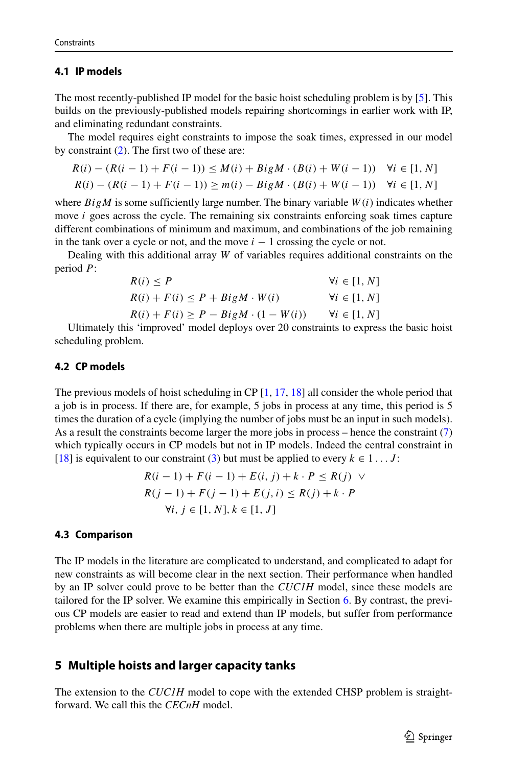### 4.1 IP models

The most recently-published IP model for the basic hoist scheduling problem is by [5]. This builds on the previously-published models repairing shortcomings in earlier work with IP, and eliminating redundant constraints.

The model requires eight constraints to impose the soak times, expressed in our model by constraint (2). The first two of these are:

$$R(i) - (R(i-1) + F(i-1)) \leq M(i) + BigM \cdot (B(i) + W(i-1)) \quad \forall i \in [1, N]$$
$$R(i) - (R(i-1) + F(i-1)) \geq m(i) - BigM \cdot (B(i) + W(i-1)) \quad \forall i \in [1, N]$$

where $BigM$ is some sufficiently large number. The binary variable $W(i)$ indicates whether move $i$ goes across the cycle. The remaining six constraints enforcing soak times capture different combinations of minimum and maximum, and combinations of the job remaining in the tank over a cycle or not, and the move $i-1$ crossing the cycle or not.

Dealing with this additional array $W$ of variables requires additional constraints on the period $P$:

$$R(i) \leq P \qquad \forall i \in [1, N]$$
$$R(i) + F(i) \leq P + BigM \cdot W(i) \qquad \forall i \in [1, N]$$
$$R(i) + F(i) \geq P - BigM \cdot (1 - W(i)) \qquad \forall i \in [1, N]$$

Ultimately this 'improved' model deploys over 20 constraints to express the basic hoist scheduling problem.

### 4.2 CP models

The previous models of hoist scheduling in CP [1, 17, 18] all consider the whole period that a job is in process. If there are, for example, 5 jobs in process at any time, this period is 5 times the duration of a cycle (implying the number of jobs must be an input in such models). As a result the constraints become larger the more jobs in process – hence the constraint (7) which typically occurs in CP models but not in IP models. Indeed the central constraint in [18] is equivalent to our constraint (3) but must be applied to every $k \in 1 \ldots J$:

$$R(i-1) + F(i-1) + E(i, j) + k \cdot P \leq R(j) \ \vee$$
$$R(j-1) + F(j-1) + E(j, i) \leq R(j) + k \cdot P$$
$$\forall i, j \in [1, N], k \in [1, J]$$

### 4.3 Comparison

The IP models in the literature are complicated to understand, and complicated to adapt for new constraints as will become clear in the next section. Their performance when handled by an IP solver could prove to be better than the *CUC1H* model, since these models are tailored for the IP solver. We examine this empirically in Section 6. By contrast, the previous CP models are easier to read and extend than IP models, but suffer from performance problems when there are multiple jobs in process at any time.

## 5 Multiple hoists and larger capacity tanks

The extension to the *CUC1H* model to cope with the extended CHSP problem is straightforward. We call this the *CECnH* model.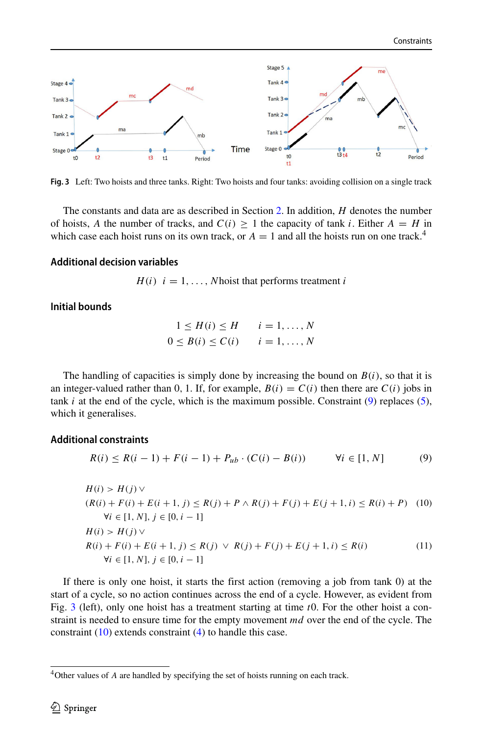**Fig. 3** Left: Two hoists and three tanks. Right: Two hoists and four tanks: avoiding collision on a single track

The constants and data are as described in Section 2. In addition, $H$ denotes the number of hoists, $A$ the number of tracks, and $C(i) \geq 1$ the capacity of tank $i$. Either $A = H$ in which case each hoist runs on its own track, or $A = 1$ and all the hoists run on one track.[4]

### Additional decision variables

$$H(i) \quad i = 1, \ldots, N \text{hoist that performs treatment } i$$

### Initial bounds

$$1 \leq H(i) \leq H \qquad i = 1, \ldots, N$$
$$0 \leq B(i) \leq C(i) \qquad i = 1, \ldots, N$$

The handling of capacities is simply done by increasing the bound on $B(i)$, so that it is an integer-valued rather than 0, 1. If, for example, $B(i) = C(i)$ then there are $C(i)$ jobs in tank $i$ at the end of the cycle, which is the maximum possible. Constraint (9) replaces (5), which it generalises.

### Additional constraints

$$R(i) \leq R(i-1) + F(i-1) + P_{ub} \cdot (C(i) - B(i)) \qquad \forall i \in [1, N] \tag{9}$$

$$H(i) > H(j) \vee$$
$$(R(i) + F(i) + E(i+1, j) \leq R(j) + P \wedge R(j) + F(j) + E(j+1, i) \leq R(i) + P) \tag{10}$$
$$\forall i \in [1, N], j \in [0, i-1]$$

$$H(i) > H(j) \vee$$
$$R(i) + F(i) + E(i+1, j) \leq R(j) \;\vee\; R(j) + F(j) + E(j+1, i) \leq R(i) \tag{11}$$
$$\forall i \in [1, N], j \in [0, i-1]$$

If there is only one hoist, it starts the first action (removing a job from tank 0) at the start of a cycle, so no action continues across the end of a cycle. However, as evident from Fig. 3 (left), only one hoist has a treatment starting at time $t0$. For the other hoist a constraint is needed to ensure time for the empty movement $md$ over the end of the cycle. The constraint (10) extends constraint (4) to handle this case.

[4] Other values of $A$ are handled by specifying the set of hoists running on each track.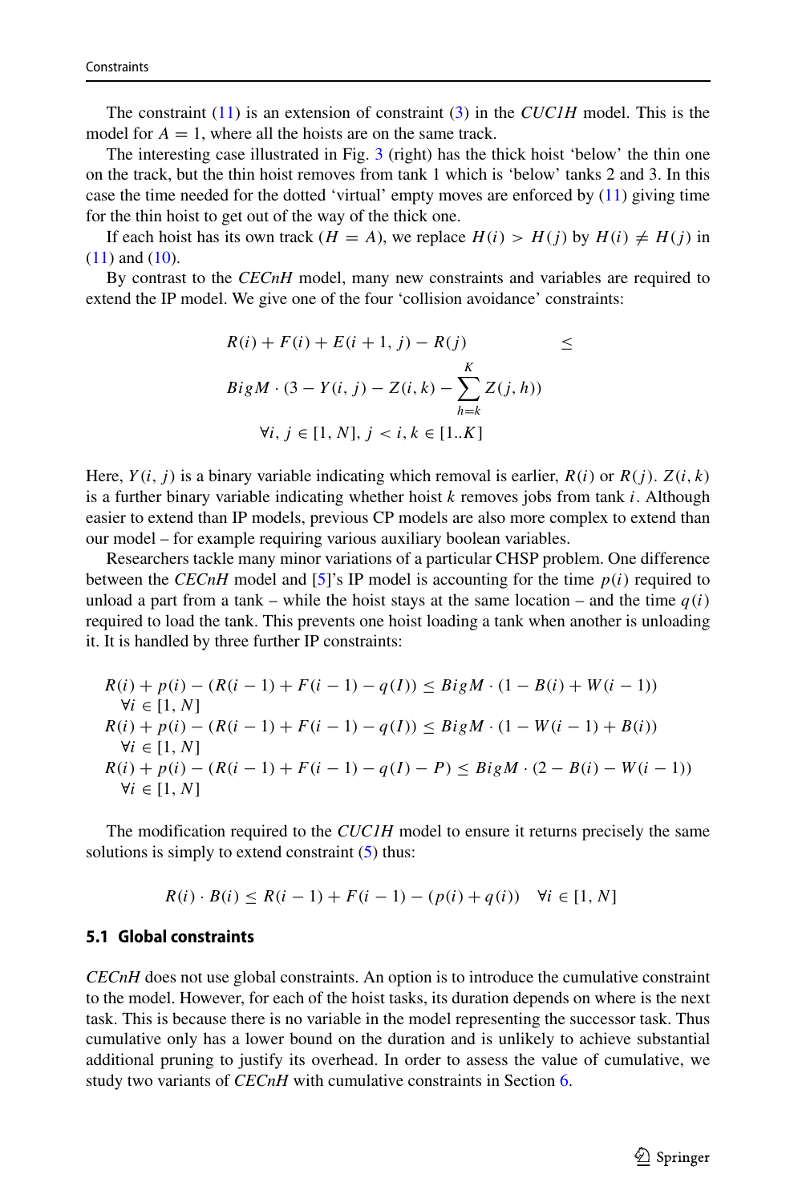The constraint (11) is an extension of constraint (3) in the *CUC1H* model. This is the model for $A = 1$, where all the hoists are on the same track.

The interesting case illustrated in Fig. 3 (right) has the thick hoist 'below' the thin one on the track, but the thin hoist removes from tank 1 which is 'below' tanks 2 and 3. In this case the time needed for the dotted 'virtual' empty moves are enforced by (11) giving time for the thin hoist to get out of the way of the thick one.

If each hoist has its own track ($H = A$), we replace $H(i) > H(j)$ by $H(i) \neq H(j)$ in (11) and (10).

By contrast to the *CECnH* model, many new constraints and variables are required to extend the IP model. We give one of the four 'collision avoidance' constraints:

$$
\begin{aligned}
&R(i) + F(i) + E(i+1, j) - R(j) \qquad\qquad \leq \\
&BigM \cdot (3 - Y(i, j) - Z(i, k) - \sum_{h=k}^{K} Z(j, h)) \\
&\qquad \forall i, j \in [1, N], j < i, k \in [1..K]
\end{aligned}
$$

Here, $Y(i, j)$ is a binary variable indicating which removal is earlier, $R(i)$ or $R(j)$. $Z(i, k)$ is a further binary variable indicating whether hoist $k$ removes jobs from tank $i$. Although easier to extend than IP models, previous CP models are also more complex to extend than our model – for example requiring various auxiliary boolean variables.

Researchers tackle many minor variations of a particular CHSP problem. One difference between the *CECnH* model and [5]'s IP model is accounting for the time $p(i)$ required to unload a part from a tank – while the hoist stays at the same location – and the time $q(i)$ required to load the tank. This prevents one hoist loading a tank when another is unloading it. It is handled by three further IP constraints:

$$
\begin{aligned}
&R(i) + p(i) - (R(i-1) + F(i-1) - q(I)) \leq BigM \cdot (1 - B(i) + W(i-1)) \\
&\quad \forall i \in [1, N] \\
&R(i) + p(i) - (R(i-1) + F(i-1) - q(I)) \leq BigM \cdot (1 - W(i-1) + B(i)) \\
&\quad \forall i \in [1, N] \\
&R(i) + p(i) - (R(i-1) + F(i-1) - q(I) - P) \leq BigM \cdot (2 - B(i) - W(i-1)) \\
&\quad \forall i \in [1, N]
\end{aligned}
$$

The modification required to the *CUC1H* model to ensure it returns precisely the same solutions is simply to extend constraint (5) thus:

$$
R(i) \cdot B(i) \leq R(i-1) + F(i-1) - (p(i) + q(i)) \quad \forall i \in [1, N]
$$

### 5.1 Global constraints

*CECnH* does not use global constraints. An option is to introduce the cumulative constraint to the model. However, for each of the hoist tasks, its duration depends on where is the next task. This is because there is no variable in the model representing the successor task. Thus cumulative only has a lower bound on the duration and is unlikely to achieve substantial additional pruning to justify its overhead. In order to assess the value of cumulative, we study two variants of *CECnH* with cumulative constraints in Section 6.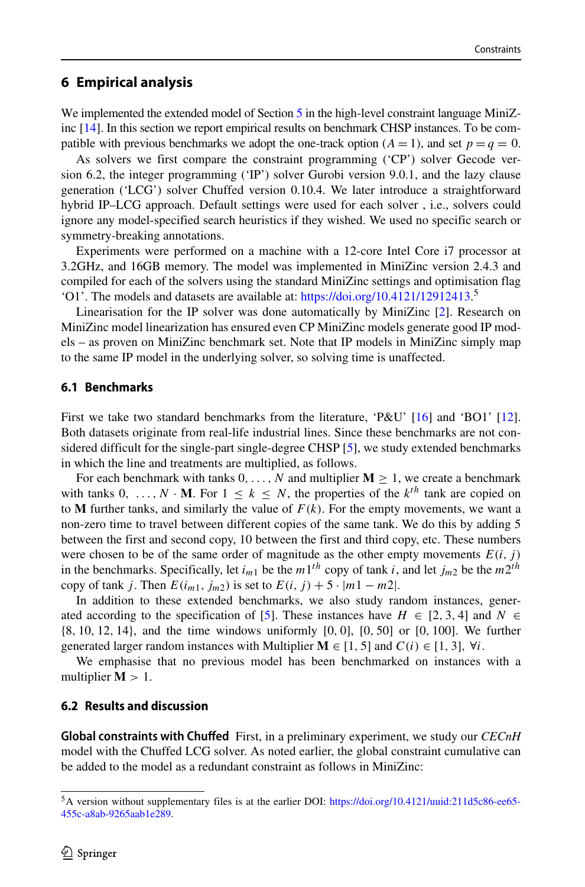## 6 Empirical analysis

We implemented the extended model of Section 5 in the high-level constraint language MiniZinc [14]. In this section we report empirical results on benchmark CHSP instances. To be compatible with previous benchmarks we adopt the one-track option ($A = 1$), and set $p = q = 0$.

As solvers we first compare the constraint programming ('CP') solver Gecode version 6.2, the integer programming ('IP') solver Gurobi version 9.0.1, and the lazy clause generation ('LCG') solver Chuffed version 0.10.4. We later introduce a straightforward hybrid IP–LCG approach. Default settings were used for each solver , i.e., solvers could ignore any model-specified search heuristics if they wished. We used no specific search or symmetry-breaking annotations.

Experiments were performed on a machine with a 12-core Intel Core i7 processor at 3.2GHz, and 16GB memory. The model was implemented in MiniZinc version 2.4.3 and compiled for each of the solvers using the standard MiniZinc settings and optimisation flag 'O1'. The models and datasets are available at: https://doi.org/10.4121/12912413.[5]

Linearisation for the IP solver was done automatically by MiniZinc [2]. Research on MiniZinc model linearization has ensured even CP MiniZinc models generate good IP models – as proven on MiniZinc benchmark set. Note that IP models in MiniZinc simply map to the same IP model in the underlying solver, so solving time is unaffected.

### 6.1 Benchmarks

First we take two standard benchmarks from the literature, 'P&U' [16] and 'BO1' [12]. Both datasets originate from real-life industrial lines. Since these benchmarks are not considered difficult for the single-part single-degree CHSP [5], we study extended benchmarks in which the line and treatments are multiplied, as follows.

For each benchmark with tanks $0, \ldots, N$ and multiplier $\mathbf{M} \geq 1$, we create a benchmark with tanks $0, \ldots, N \cdot \mathbf{M}$. For $1 \leq k \leq N$, the properties of the $k^{th}$ tank are copied on to $\mathbf{M}$ further tanks, and similarly the value of $F(k)$. For the empty movements, we want a non-zero time to travel between different copies of the same tank. We do this by adding 5 between the first and second copy, 10 between the first and third copy, etc. These numbers were chosen to be of the same order of magnitude as the other empty movements $E(i, j)$ in the benchmarks. Specifically, let $i_{m1}$ be the $m1^{th}$ copy of tank $i$, and let $j_{m2}$ be the $m2^{th}$ copy of tank $j$. Then $E(i_{m1}, j_{m2})$ is set to $E(i, j) + 5 \cdot |m1 - m2|$.

In addition to these extended benchmarks, we also study random instances, generated according to the specification of [5]. These instances have $H \in [2, 3, 4]$ and $N \in \{8, 10, 12, 14\}$, and the time windows uniformly $[0, 0]$, $[0, 50]$ or $[0, 100]$. We further generated larger random instances with Multiplier $\mathbf{M} \in [1, 5]$ and $C(i) \in [1, 3]$, $\forall i$.

We emphasise that no previous model has been benchmarked on instances with a multiplier $\mathbf{M} > 1$.

### 6.2 Results and discussion

**Global constraints with Chuffed** First, in a preliminary experiment, we study our *CECnH* model with the Chuffed LCG solver. As noted earlier, the global constraint cumulative can be added to the model as a redundant constraint as follows in MiniZinc:

[5] A version without supplementary files is at the earlier DOI: https://doi.org/10.4121/uuid:211d5c86-ee65-455c-a8ab-9265aab1e289.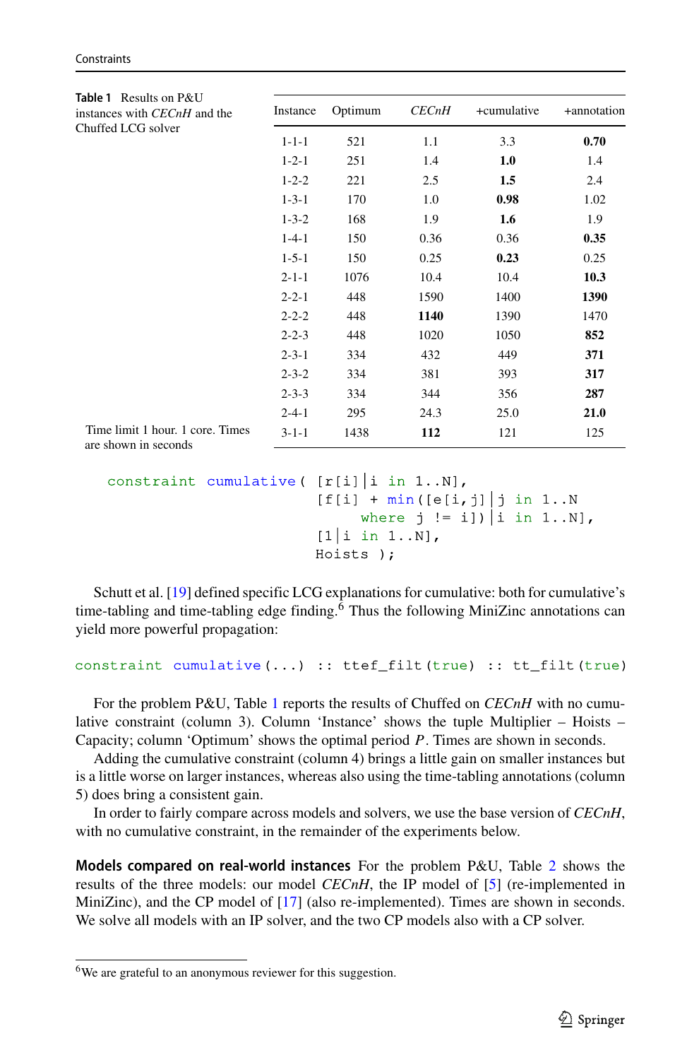**Table 1** Results on P&U instances with *CECnH* and the Chuffed LCG solver

| Instance | Optimum | *CECnH* | +cumulative | +annotation |
|---|---|---|---|---|
| 1-1-1 | 521 | 1.1 | 3.3 | **0.70** |
| 1-2-1 | 251 | 1.4 | **1.0** | 1.4 |
| 1-2-2 | 221 | 2.5 | **1.5** | 2.4 |
| 1-3-1 | 170 | 1.0 | **0.98** | 1.02 |
| 1-3-2 | 168 | 1.9 | **1.6** | 1.9 |
| 1-4-1 | 150 | 0.36 | 0.36 | **0.35** |
| 1-5-1 | 150 | 0.25 | **0.23** | 0.25 |
| 2-1-1 | 1076 | 10.4 | 10.4 | **10.3** |
| 2-2-1 | 448 | 1590 | 1400 | **1390** |
| 2-2-2 | 448 | **1140** | 1390 | 1470 |
| 2-2-3 | 448 | 1020 | 1050 | **852** |
| 2-3-1 | 334 | 432 | 449 | **371** |
| 2-3-2 | 334 | 381 | 393 | **317** |
| 2-3-3 | 334 | 344 | 356 | **287** |
| 2-4-1 | 295 | 24.3 | 25.0 | **21.0** |
| 3-1-1 | 1438 | **112** | 121 | 125 |

Time limit 1 hour. 1 core. Times are shown in seconds

```
constraint cumulative( [r[i]|i in 1..N],
                       [f[i] + min([e[i,j]|j in 1..N
                            where j != i])|i in 1..N],
                       [1|i in 1..N],
                       Hoists );
```

Schutt et al. [19] defined specific LCG explanations for cumulative: both for cumulative's time-tabling and time-tabling edge finding.[6] Thus the following MiniZinc annotations can yield more powerful propagation:

```
constraint cumulative(...) :: ttef_filt(true) :: tt_filt(true)
```

For the problem P&U, Table 1 reports the results of Chuffed on *CECnH* with no cumulative constraint (column 3). Column 'Instance' shows the tuple Multiplier – Hoists – Capacity; column 'Optimum' shows the optimal period $P$. Times are shown in seconds.

Adding the cumulative constraint (column 4) brings a little gain on smaller instances but is a little worse on larger instances, whereas also using the time-tabling annotations (column 5) does bring a consistent gain.

In order to fairly compare across models and solvers, we use the base version of *CECnH*, with no cumulative constraint, in the remainder of the experiments below.

**Models compared on real-world instances** For the problem P&U, Table 2 shows the results of the three models: our model *CECnH*, the IP model of [5] (re-implemented in MiniZinc), and the CP model of [17] (also re-implemented). Times are shown in seconds. We solve all models with an IP solver, and the two CP models also with a CP solver.

[6] We are grateful to an anonymous reviewer for this suggestion.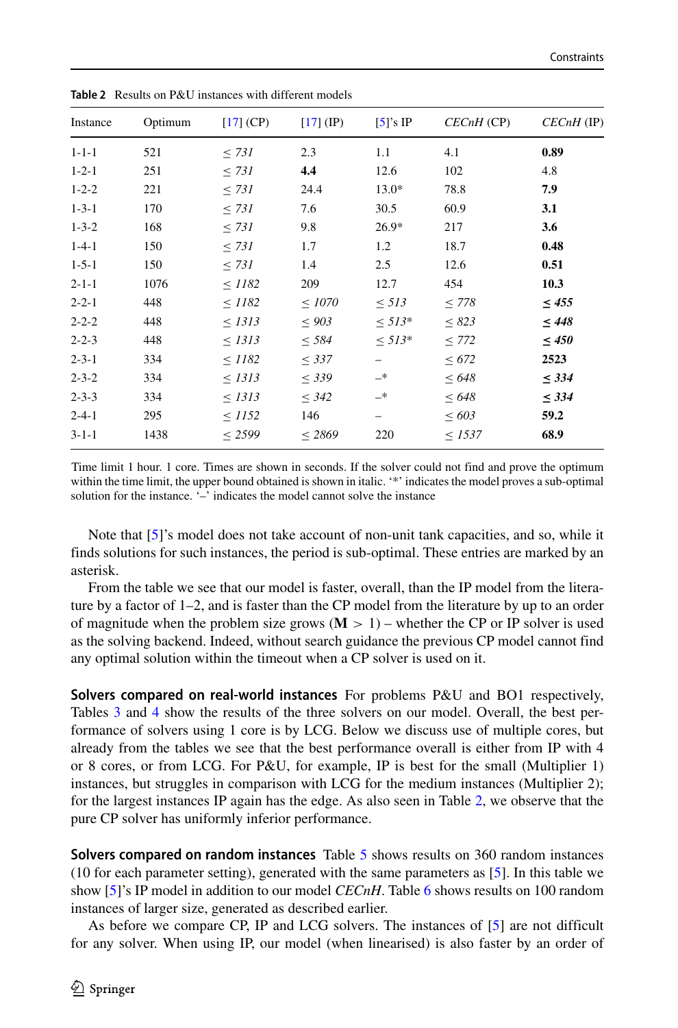**Table 2** Results on P&U instances with different models

| Instance | Optimum | [17] (CP) | [17] (IP) | [5]'s IP | *CECnH* (CP) | *CECnH* (IP) |
|---|---|---|---|---|---|---|
| 1-1-1 | 521 | ≤ *731* | 2.3 | 1.1 | 4.1 | **0.89** |
| 1-2-1 | 251 | ≤ *731* | **4.4** | 12.6 | 102 | 4.8 |
| 1-2-2 | 221 | ≤ *731* | 24.4 | 13.0* | 78.8 | **7.9** |
| 1-3-1 | 170 | ≤ *731* | 7.6 | 30.5 | 60.9 | **3.1** |
| 1-3-2 | 168 | ≤ *731* | 9.8 | 26.9* | 217 | **3.6** |
| 1-4-1 | 150 | ≤ *731* | 1.7 | 1.2 | 18.7 | **0.48** |
| 1-5-1 | 150 | ≤ *731* | 1.4 | 2.5 | 12.6 | **0.51** |
| 2-1-1 | 1076 | ≤ *1182* | 209 | 12.7 | 454 | **10.3** |
| 2-2-1 | 448 | ≤ *1182* | ≤ *1070* | ≤ *513* | ≤ *778* | ***≤ 455*** |
| 2-2-2 | 448 | ≤ *1313* | ≤ *903* | ≤ *513** | ≤ *823* | ***≤ 448*** |
| 2-2-3 | 448 | ≤ *1313* | ≤ *584* | ≤ *513** | ≤ *772* | ***≤ 450*** |
| 2-3-1 | 334 | ≤ *1182* | ≤ *337* | – | ≤ *672* | **2523** |
| 2-3-2 | 334 | ≤ *1313* | ≤ *339* | –* | ≤ *648* | ***≤ 334*** |
| 2-3-3 | 334 | ≤ *1313* | ≤ *342* | –* | ≤ *648* | ***≤ 334*** |
| 2-4-1 | 295 | ≤ *1152* | 146 | – | ≤ *603* | **59.2** |
| 3-1-1 | 1438 | ≤ *2599* | ≤ *2869* | 220 | ≤ *1537* | **68.9** |

Time limit 1 hour. 1 core. Times are shown in seconds. If the solver could not find and prove the optimum within the time limit, the upper bound obtained is shown in italic. '*' indicates the model proves a sub-optimal solution for the instance. '–' indicates the model cannot solve the instance

Note that [5]'s model does not take account of non-unit tank capacities, and so, while it finds solutions for such instances, the period is sub-optimal. These entries are marked by an asterisk.

From the table we see that our model is faster, overall, than the IP model from the literature by a factor of 1–2, and is faster than the CP model from the literature by up to an order of magnitude when the problem size grows ($\mathbf{M} > 1$) – whether the CP or IP solver is used as the solving backend. Indeed, without search guidance the previous CP model cannot find any optimal solution within the timeout when a CP solver is used on it.

**Solvers compared on real-world instances** For problems P&U and BO1 respectively, Tables 3 and 4 show the results of the three solvers on our model. Overall, the best performance of solvers using 1 core is by LCG. Below we discuss use of multiple cores, but already from the tables we see that the best performance overall is either from IP with 4 or 8 cores, or from LCG. For P&U, for example, IP is best for the small (Multiplier 1) instances, but struggles in comparison with LCG for the medium instances (Multiplier 2); for the largest instances IP again has the edge. As also seen in Table 2, we observe that the pure CP solver has uniformly inferior performance.

**Solvers compared on random instances** Table 5 shows results on 360 random instances (10 for each parameter setting), generated with the same parameters as [5]. In this table we show [5]'s IP model in addition to our model *CECnH*. Table 6 shows results on 100 random instances of larger size, generated as described earlier.

As before we compare CP, IP and LCG solvers. The instances of [5] are not difficult for any solver. When using IP, our model (when linearised) is also faster by an order of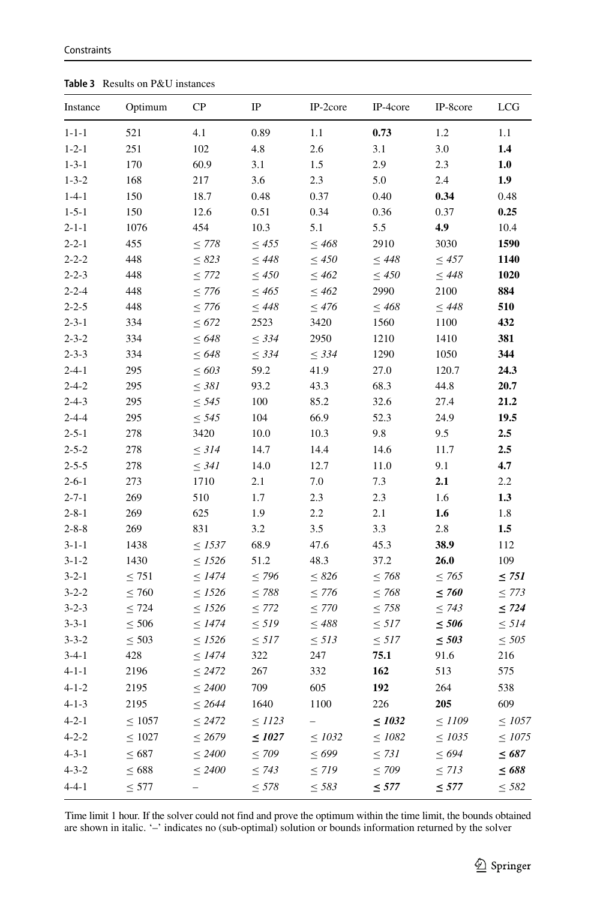**Table 3** Results on P&U instances

| Instance | Optimum | CP | IP | IP-2core | IP-4core | IP-8core | LCG |
|---|---|---|---|---|---|---|---|
| 1-1-1 | 521 | 4.1 | 0.89 | 1.1 | **0.73** | 1.2 | 1.1 |
| 1-2-1 | 251 | 102 | 4.8 | 2.6 | 3.1 | 3.0 | **1.4** |
| 1-3-1 | 170 | 60.9 | 3.1 | 1.5 | 2.9 | 2.3 | **1.0** |
| 1-3-2 | 168 | 217 | 3.6 | 2.3 | 5.0 | 2.4 | **1.9** |
| 1-4-1 | 150 | 18.7 | 0.48 | 0.37 | 0.40 | **0.34** | 0.48 |
| 1-5-1 | 150 | 12.6 | 0.51 | 0.34 | 0.36 | 0.37 | **0.25** |
| 2-1-1 | 1076 | 454 | 10.3 | 5.1 | 5.5 | **4.9** | 10.4 |
| 2-2-1 | 455 | *≤ 778* | *≤ 455* | *≤ 468* | 2910 | 3030 | **1590** |
| 2-2-2 | 448 | *≤ 823* | *≤ 448* | *≤ 450* | *≤ 448* | *≤ 457* | **1140** |
| 2-2-3 | 448 | *≤ 772* | *≤ 450* | *≤ 462* | *≤ 450* | *≤ 448* | **1020** |
| 2-2-4 | 448 | *≤ 776* | *≤ 465* | *≤ 462* | 2990 | 2100 | **884** |
| 2-2-5 | 448 | *≤ 776* | *≤ 448* | *≤ 476* | *≤ 468* | *≤ 448* | **510** |
| 2-3-1 | 334 | *≤ 672* | 2523 | 3420 | 1560 | 1100 | **432** |
| 2-3-2 | 334 | *≤ 648* | *≤ 334* | 2950 | 1210 | 1410 | **381** |
| 2-3-3 | 334 | *≤ 648* | *≤ 334* | *≤ 334* | 1290 | 1050 | **344** |
| 2-4-1 | 295 | *≤ 603* | 59.2 | 41.9 | 27.0 | 120.7 | **24.3** |
| 2-4-2 | 295 | *≤ 381* | 93.2 | 43.3 | 68.3 | 44.8 | **20.7** |
| 2-4-3 | 295 | *≤ 545* | 100 | 85.2 | 32.6 | 27.4 | **21.2** |
| 2-4-4 | 295 | *≤ 545* | 104 | 66.9 | 52.3 | 24.9 | **19.5** |
| 2-5-1 | 278 | 3420 | 10.0 | 10.3 | 9.8 | 9.5 | **2.5** |
| 2-5-2 | 278 | *≤ 314* | 14.7 | 14.4 | 14.6 | 11.7 | **2.5** |
| 2-5-5 | 278 | *≤ 341* | 14.0 | 12.7 | 11.0 | 9.1 | **4.7** |
| 2-6-1 | 273 | 1710 | 2.1 | 7.0 | 7.3 | **2.1** | 2.2 |
| 2-7-1 | 269 | 510 | 1.7 | 2.3 | 2.3 | 1.6 | **1.3** |
| 2-8-1 | 269 | 625 | 1.9 | 2.2 | 2.1 | **1.6** | 1.8 |
| 2-8-8 | 269 | 831 | 3.2 | 3.5 | 3.3 | 2.8 | **1.5** |
| 3-1-1 | 1438 | *≤ 1537* | 68.9 | 47.6 | 45.3 | **38.9** | 112 |
| 3-1-2 | 1430 | *≤ 1526* | 51.2 | 48.3 | 37.2 | **26.0** | 109 |
| 3-2-1 | ≤ 751 | *≤ 1474* | *≤ 796* | *≤ 826* | *≤ 768* | *≤ 765* | ***≤ 751*** |
| 3-2-2 | ≤ 760 | *≤ 1526* | *≤ 788* | *≤ 776* | *≤ 768* | ***≤ 760*** | *≤ 773* |
| 3-2-3 | ≤ 724 | *≤ 1526* | *≤ 772* | *≤ 770* | *≤ 758* | *≤ 743* | ***≤ 724*** |
| 3-3-1 | ≤ 506 | *≤ 1474* | *≤ 519* | *≤ 488* | *≤ 517* | ***≤ 506*** | *≤ 514* |
| 3-3-2 | ≤ 503 | *≤ 1526* | *≤ 517* | *≤ 513* | *≤ 517* | ***≤ 503*** | *≤ 505* |
| 3-4-1 | 428 | *≤ 1474* | 322 | 247 | **75.1** | 91.6 | 216 |
| 4-1-1 | 2196 | *≤ 2472* | 267 | 332 | **162** | 513 | 575 |
| 4-1-2 | 2195 | *≤ 2400* | 709 | 605 | **192** | 264 | 538 |
| 4-1-3 | 2195 | *≤ 2644* | 1640 | 1100 | 226 | **205** | 609 |
| 4-2-1 | ≤ 1057 | *≤ 2472* | *≤ 1123* | – | ***≤ 1032*** | *≤ 1109* | *≤ 1057* |
| 4-2-2 | ≤ 1027 | *≤ 2679* | ***≤ 1027*** | *≤ 1032* | *≤ 1082* | *≤ 1035* | *≤ 1075* |
| 4-3-1 | ≤ 687 | *≤ 2400* | *≤ 709* | *≤ 699* | *≤ 731* | *≤ 694* | ***≤ 687*** |
| 4-3-2 | ≤ 688 | *≤ 2400* | *≤ 743* | *≤ 719* | *≤ 709* | *≤ 713* | ***≤ 688*** |
| 4-4-1 | ≤ 577 | – | *≤ 578* | *≤ 583* | ***≤ 577*** | ***≤ 577*** | *≤ 582* |

Time limit 1 hour. If the solver could not find and prove the optimum within the time limit, the bounds obtained are shown in italic. '–' indicates no (sub-optimal) solution or bounds information returned by the solver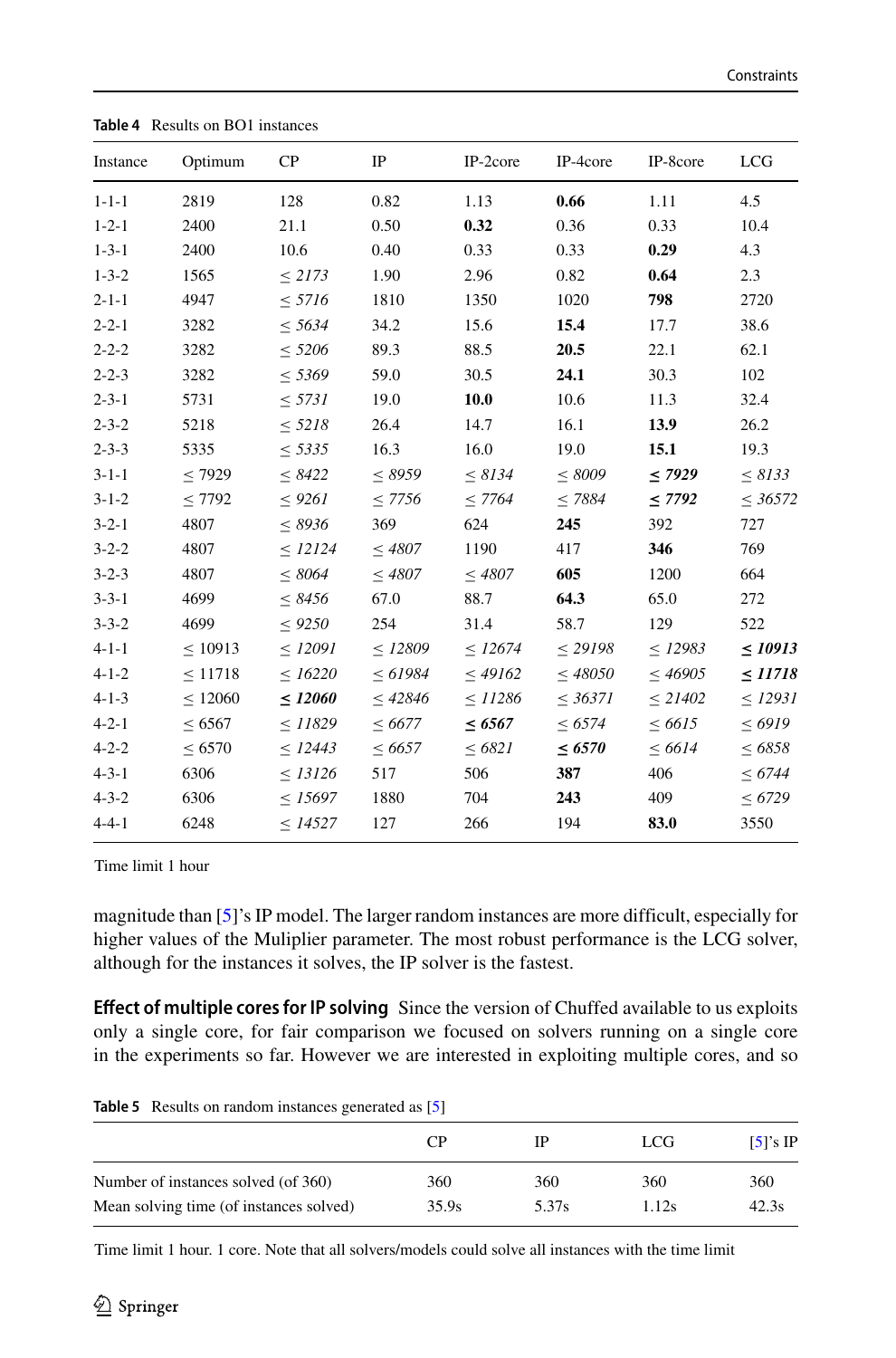**Table 4** Results on BO1 instances

| Instance | Optimum | CP | IP | IP-2core | IP-4core | IP-8core | LCG |
|---|---|---|---|---|---|---|---|
| 1-1-1 | 2819 | 128 | 0.82 | 1.13 | **0.66** | 1.11 | 4.5 |
| 1-2-1 | 2400 | 21.1 | 0.50 | **0.32** | 0.36 | 0.33 | 10.4 |
| 1-3-1 | 2400 | 10.6 | 0.40 | 0.33 | 0.33 | **0.29** | 4.3 |
| 1-3-2 | 1565 | *≤ 2173* | 1.90 | 2.96 | 0.82 | **0.64** | 2.3 |
| 2-1-1 | 4947 | *≤ 5716* | 1810 | 1350 | 1020 | **798** | 2720 |
| 2-2-1 | 3282 | *≤ 5634* | 34.2 | 15.6 | **15.4** | 17.7 | 38.6 |
| 2-2-2 | 3282 | *≤ 5206* | 89.3 | 88.5 | **20.5** | 22.1 | 62.1 |
| 2-2-3 | 3282 | *≤ 5369* | 59.0 | 30.5 | **24.1** | 30.3 | 102 |
| 2-3-1 | 5731 | *≤ 5731* | 19.0 | **10.0** | 10.6 | 11.3 | 32.4 |
| 2-3-2 | 5218 | *≤ 5218* | 26.4 | 14.7 | 16.1 | **13.9** | 26.2 |
| 2-3-3 | 5335 | *≤ 5335* | 16.3 | 16.0 | 19.0 | **15.1** | 19.3 |
| 3-1-1 | ≤ 7929 | *≤ 8422* | *≤ 8959* | *≤ 8134* | *≤ 8009* | ***≤ 7929*** | *≤ 8133* |
| 3-1-2 | ≤ 7792 | *≤ 9261* | *≤ 7756* | *≤ 7764* | *≤ 7884* | ***≤ 7792*** | *≤ 36572* |
| 3-2-1 | 4807 | *≤ 8936* | 369 | 624 | **245** | 392 | 727 |
| 3-2-2 | 4807 | *≤ 12124* | *≤ 4807* | 1190 | 417 | **346** | 769 |
| 3-2-3 | 4807 | *≤ 8064* | *≤ 4807* | *≤ 4807* | **605** | 1200 | 664 |
| 3-3-1 | 4699 | *≤ 8456* | 67.0 | 88.7 | **64.3** | 65.0 | 272 |
| 3-3-2 | 4699 | *≤ 9250* | 254 | 31.4 | 58.7 | 129 | 522 |
| 4-1-1 | ≤ 10913 | *≤ 12091* | *≤ 12809* | *≤ 12674* | *≤ 29198* | *≤ 12983* | ***≤ 10913*** |
| 4-1-2 | ≤ 11718 | *≤ 16220* | *≤ 61984* | *≤ 49162* | *≤ 48050* | *≤ 46905* | ***≤ 11718*** |
| 4-1-3 | ≤ 12060 | ***≤ 12060*** | *≤ 42846* | *≤ 11286* | *≤ 36371* | *≤ 21402* | *≤ 12931* |
| 4-2-1 | ≤ 6567 | *≤ 11829* | *≤ 6677* | ***≤ 6567*** | *≤ 6574* | *≤ 6615* | *≤ 6919* |
| 4-2-2 | ≤ 6570 | *≤ 12443* | *≤ 6657* | *≤ 6821* | ***≤ 6570*** | *≤ 6614* | *≤ 6858* |
| 4-3-1 | 6306 | *≤ 13126* | 517 | 506 | **387** | 406 | *≤ 6744* |
| 4-3-2 | 6306 | *≤ 15697* | 1880 | 704 | **243** | 409 | *≤ 6729* |
| 4-4-1 | 6248 | *≤ 14527* | 127 | 266 | 194 | **83.0** | 3550 |

Time limit 1 hour

magnitude than [5]'s IP model. The larger random instances are more difficult, especially for higher values of the Muliplier parameter. The most robust performance is the LCG solver, although for the instances it solves, the IP solver is the fastest.

**Effect of multiple cores for IP solving** Since the version of Chuffed available to us exploits only a single core, for fair comparison we focused on solvers running on a single core in the experiments so far. However we are interested in exploiting multiple cores, and so

**Table 5** Results on random instances generated as [5]

| | CP | IP | LCG | [5]'s IP |
|---|---|---|---|---|
| Number of instances solved (of 360) | 360 | 360 | 360 | 360 |
| Mean solving time (of instances solved) | 35.9s | 5.37s | 1.12s | 42.3s |

Time limit 1 hour. 1 core. Note that all solvers/models could solve all instances with the time limit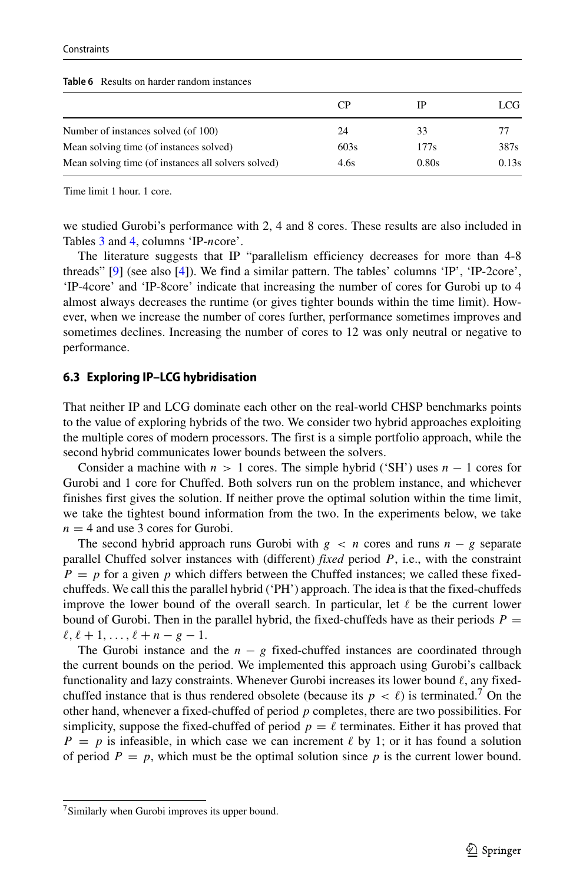**Table 6** Results on harder random instances

| | CP | IP | LCG |
|---|---|---|---|
| Number of instances solved (of 100) | 24 | 33 | 77 |
| Mean solving time (of instances solved) | 603s | 177s | 387s |
| Mean solving time (of instances all solvers solved) | 4.6s | 0.80s | 0.13s |

Time limit 1 hour. 1 core.

we studied Gurobi's performance with 2, 4 and 8 cores. These results are also included in Tables 3 and 4, columns 'IP-*n*core'.

The literature suggests that IP "parallelism efficiency decreases for more than 4-8 threads" [9] (see also [4]). We find a similar pattern. The tables' columns 'IP', 'IP-2core', 'IP-4core' and 'IP-8core' indicate that increasing the number of cores for Gurobi up to 4 almost always decreases the runtime (or gives tighter bounds within the time limit). However, when we increase the number of cores further, performance sometimes improves and sometimes declines. Increasing the number of cores to 12 was only neutral or negative to performance.

### 6.3 Exploring IP–LCG hybridisation

That neither IP and LCG dominate each other on the real-world CHSP benchmarks points to the value of exploring hybrids of the two. We consider two hybrid approaches exploiting the multiple cores of modern processors. The first is a simple portfolio approach, while the second hybrid communicates lower bounds between the solvers.

Consider a machine with $n > 1$ cores. The simple hybrid ('SH') uses $n - 1$ cores for Gurobi and 1 core for Chuffed. Both solvers run on the problem instance, and whichever finishes first gives the solution. If neither prove the optimal solution within the time limit, we take the tightest bound information from the two. In the experiments below, we take $n = 4$ and use 3 cores for Gurobi.

The second hybrid approach runs Gurobi with $g < n$ cores and runs $n - g$ separate parallel Chuffed solver instances with (different) *fixed* period $P$, i.e., with the constraint $P = p$ for a given $p$ which differs between the Chuffed instances; we called these fixed-chuffeds. We call this the parallel hybrid ('PH') approach. The idea is that the fixed-chuffeds improve the lower bound of the overall search. In particular, let $\ell$ be the current lower bound of Gurobi. Then in the parallel hybrid, the fixed-chuffeds have as their periods $P = \ell, \ell + 1, \ldots, \ell + n - g - 1$.

The Gurobi instance and the $n - g$ fixed-chuffed instances are coordinated through the current bounds on the period. We implemented this approach using Gurobi's callback functionality and lazy constraints. Whenever Gurobi increases its lower bound $\ell$, any fixed-chuffed instance that is thus rendered obsolete (because its $p < \ell$) is terminated.[7] On the other hand, whenever a fixed-chuffed of period $p$ completes, there are two possibilities. For simplicity, suppose the fixed-chuffed of period $p = \ell$ terminates. Either it has proved that $P = p$ is infeasible, in which case we can increment $\ell$ by 1; or it has found a solution of period $P = p$, which must be the optimal solution since $p$ is the current lower bound.

[7] Similarly when Gurobi improves its upper bound.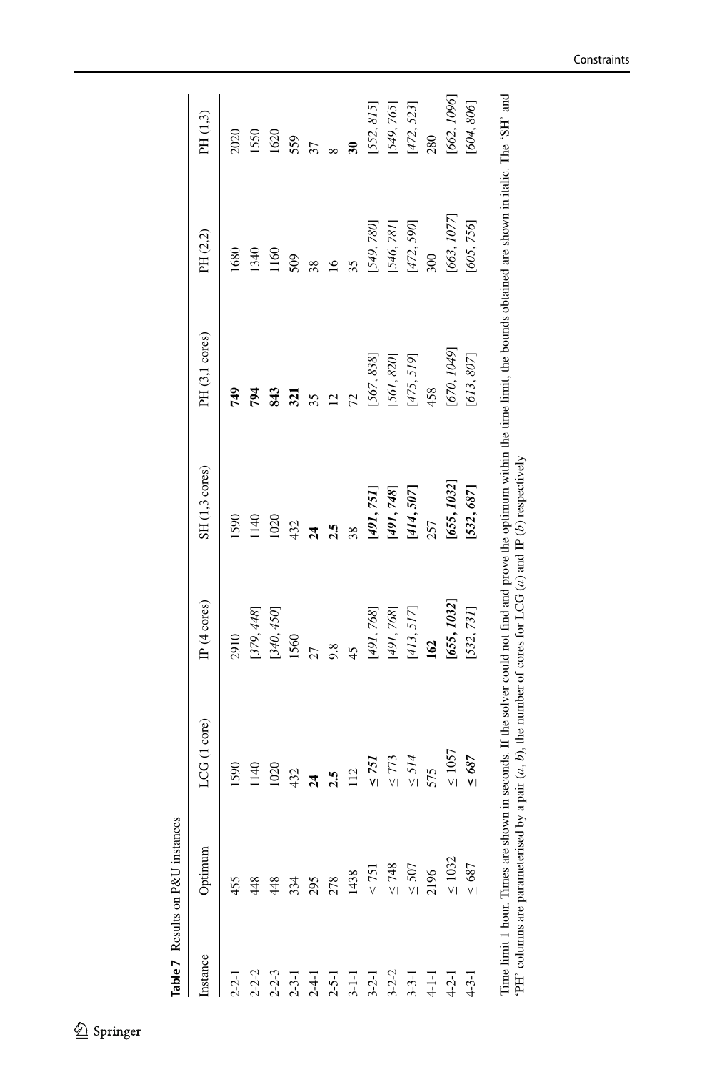**Table 7** Results on P&U instances

| Instance | Optimum | LCG (1 core) | IP (4 cores) | SH (1,3 cores) | PH (3,1 cores) | PH (2,2) | PH (1,3) |
|---|---|---|---|---|---|---|---|
| 2-2-1 | 455 | 1590 | 2910 | 1590 | **749** | 1680 | 2020 |
| 2-2-2 | 448 | 1140 | *[379, 448]* | 1140 | **794** | 1340 | 1550 |
| 2-2-3 | 448 | 1020 | *[340, 450]* | 1020 | **843** | 1160 | 1620 |
| 2-3-1 | 334 | 432 | 1560 | 432 | **321** | 509 | 559 |
| 2-4-1 | 295 | **24** | 27 | **24** | 35 | 38 | 37 |
| 2-5-1 | 278 | **2.5** | 9.8 | **2.5** | 12 | 16 | 8 |
| 3-1-1 | 1438 | 112 | 45 | 38 | 72 | 35 | **30** |
| 3-2-1 | ≤ 751 | ***≤ 751*** | *[491, 768]* | ***[491, 751]*** | *[567, 838]* | *[549, 780]* | *[552, 815]* |
| 3-2-2 | ≤ 748 | *≤ 773* | *[491, 768]* | ***[491, 748]*** | *[561, 820]* | *[546, 781]* | *[549, 765]* |
| 3-3-1 | ≤ 507 | *≤ 514* | *[413, 517]* | ***[414, 507]*** | *[475, 519]* | *[472, 590]* | *[472, 523]* |
| 4-1-1 | 2196 | 575 | **162** | 257 | 458 | 300 | 280 |
| 4-2-1 | ≤ 1032 | *≤ 1057* | ***[655, 1032]*** | ***[655, 1032]*** | *[670, 1049]* | *[663, 1077]* | *[662, 1096]* |
| 4-3-1 | ≤ 687 | ***≤ 687*** | *[532, 731]* | ***[532, 687]*** | *[613, 807]* | *[605, 756]* | *[604, 806]* |

Time limit 1 hour. Times are shown in seconds. If the solver could not find and prove the optimum within the time limit, the bounds obtained are shown in italic. The 'SH' and 'PH' columns are parameterised by a pair $(a, b)$, the number of cores for LCG $(a)$ and IP $(b)$ respectively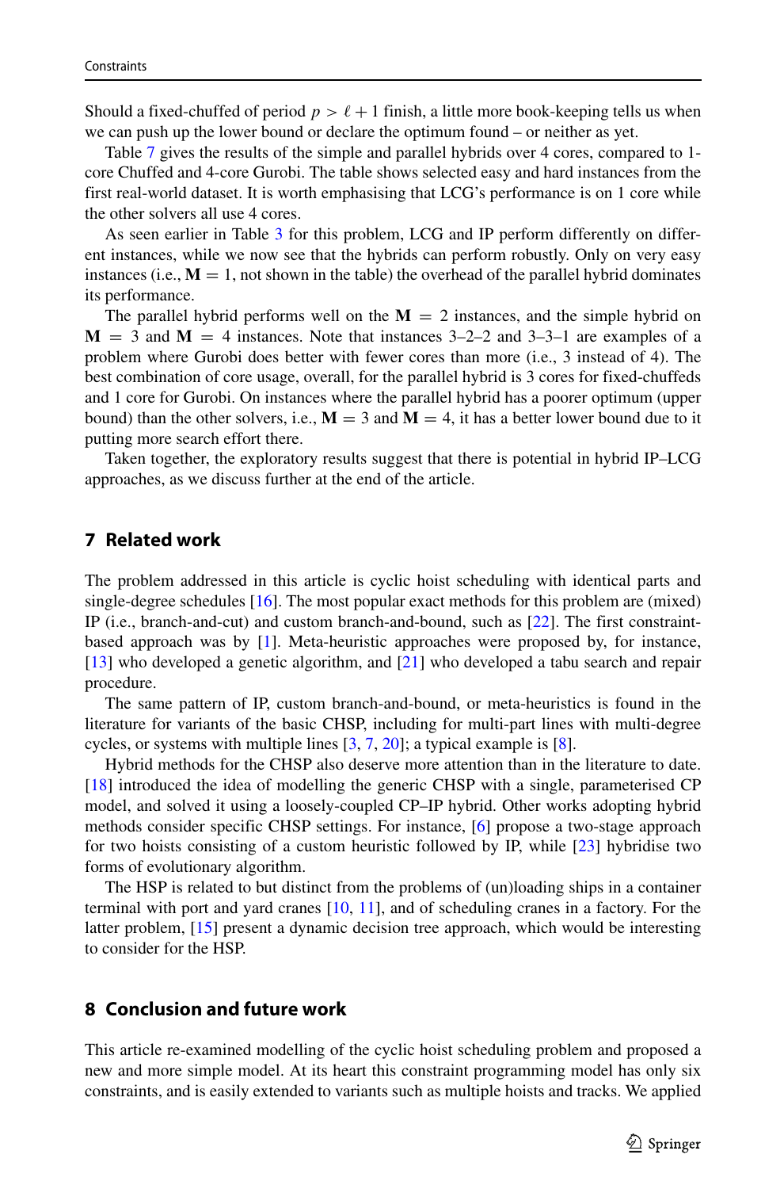Should a fixed-chuffed of period $p > \ell + 1$ finish, a little more book-keeping tells us when we can push up the lower bound or declare the optimum found – or neither as yet.

Table 7 gives the results of the simple and parallel hybrids over 4 cores, compared to 1-core Chuffed and 4-core Gurobi. The table shows selected easy and hard instances from the first real-world dataset. It is worth emphasising that LCG's performance is on 1 core while the other solvers all use 4 cores.

As seen earlier in Table 3 for this problem, LCG and IP perform differently on different instances, while we now see that the hybrids can perform robustly. Only on very easy instances (i.e., $\mathbf{M} = 1$, not shown in the table) the overhead of the parallel hybrid dominates its performance.

The parallel hybrid performs well on the $\mathbf{M} = 2$ instances, and the simple hybrid on $\mathbf{M} = 3$ and $\mathbf{M} = 4$ instances. Note that instances 3–2–2 and 3–3–1 are examples of a problem where Gurobi does better with fewer cores than more (i.e., 3 instead of 4). The best combination of core usage, overall, for the parallel hybrid is 3 cores for fixed-chuffeds and 1 core for Gurobi. On instances where the parallel hybrid has a poorer optimum (upper bound) than the other solvers, i.e., $\mathbf{M} = 3$ and $\mathbf{M} = 4$, it has a better lower bound due to it putting more search effort there.

Taken together, the exploratory results suggest that there is potential in hybrid IP–LCG approaches, as we discuss further at the end of the article.

## 7 Related work

The problem addressed in this article is cyclic hoist scheduling with identical parts and single-degree schedules [16]. The most popular exact methods for this problem are (mixed) IP (i.e., branch-and-cut) and custom branch-and-bound, such as [22]. The first constraint-based approach was by [1]. Meta-heuristic approaches were proposed by, for instance, [13] who developed a genetic algorithm, and [21] who developed a tabu search and repair procedure.

The same pattern of IP, custom branch-and-bound, or meta-heuristics is found in the literature for variants of the basic CHSP, including for multi-part lines with multi-degree cycles, or systems with multiple lines [3, 7, 20]; a typical example is [8].

Hybrid methods for the CHSP also deserve more attention than in the literature to date. [18] introduced the idea of modelling the generic CHSP with a single, parameterised CP model, and solved it using a loosely-coupled CP–IP hybrid. Other works adopting hybrid methods consider specific CHSP settings. For instance, [6] propose a two-stage approach for two hoists consisting of a custom heuristic followed by IP, while [23] hybridise two forms of evolutionary algorithm.

The HSP is related to but distinct from the problems of (un)loading ships in a container terminal with port and yard cranes [10, 11], and of scheduling cranes in a factory. For the latter problem, [15] present a dynamic decision tree approach, which would be interesting to consider for the HSP.

## 8 Conclusion and future work

This article re-examined modelling of the cyclic hoist scheduling problem and proposed a new and more simple model. At its heart this constraint programming model has only six constraints, and is easily extended to variants such as multiple hoists and tracks. We applied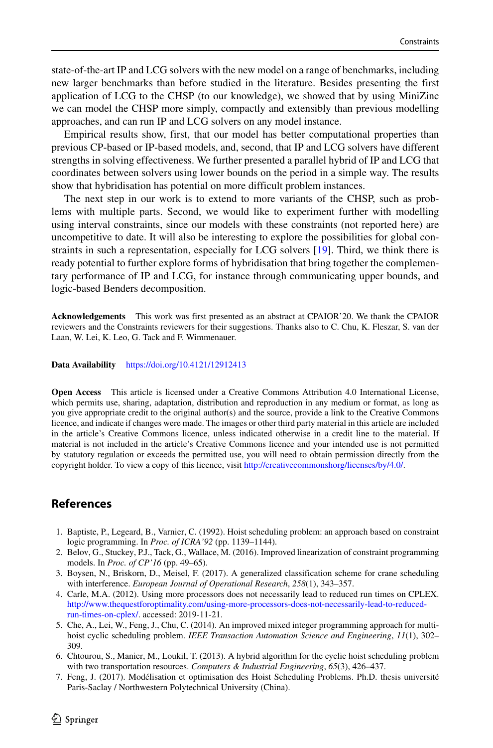state-of-the-art IP and LCG solvers with the new model on a range of benchmarks, including new larger benchmarks than before studied in the literature. Besides presenting the first application of LCG to the CHSP (to our knowledge), we showed that by using MiniZinc we can model the CHSP more simply, compactly and extensibly than previous modelling approaches, and can run IP and LCG solvers on any model instance.

Empirical results show, first, that our model has better computational properties than previous CP-based or IP-based models, and, second, that IP and LCG solvers have different strengths in solving effectiveness. We further presented a parallel hybrid of IP and LCG that coordinates between solvers using lower bounds on the period in a simple way. The results show that hybridisation has potential on more difficult problem instances.

The next step in our work is to extend to more variants of the CHSP, such as problems with multiple parts. Second, we would like to experiment further with modelling using interval constraints, since our models with these constraints (not reported here) are uncompetitive to date. It will also be interesting to explore the possibilities for global constraints in such a representation, especially for LCG solvers [19]. Third, we think there is ready potential to further explore forms of hybridisation that bring together the complementary performance of IP and LCG, for instance through communicating upper bounds, and logic-based Benders decomposition.

**Acknowledgements** This work was first presented as an abstract at CPAIOR'20. We thank the CPAIOR reviewers and the Constraints reviewers for their suggestions. Thanks also to C. Chu, K. Fleszar, S. van der Laan, W. Lei, K. Leo, G. Tack and F. Wimmenauer.

**Data Availability** https://doi.org/10.4121/12912413

**Open Access** This article is licensed under a Creative Commons Attribution 4.0 International License, which permits use, sharing, adaptation, distribution and reproduction in any medium or format, as long as you give appropriate credit to the original author(s) and the source, provide a link to the Creative Commons licence, and indicate if changes were made. The images or other third party material in this article are included in the article's Creative Commons licence, unless indicated otherwise in a credit line to the material. If material is not included in the article's Creative Commons licence and your intended use is not permitted by statutory regulation or exceeds the permitted use, you will need to obtain permission directly from the copyright holder. To view a copy of this licence, visit http://creativecommonshorg/licenses/by/4.0/.

## References

1. Baptiste, P., Legeard, B., Varnier, C. (1992). Hoist scheduling problem: an approach based on constraint logic programming. In *Proc. of ICRA'92* (pp. 1139–1144).
2. Belov, G., Stuckey, P.J., Tack, G., Wallace, M. (2016). Improved linearization of constraint programming models. In *Proc. of CP'16* (pp. 49–65).
3. Boysen, N., Briskorn, D., Meisel, F. (2017). A generalized classification scheme for crane scheduling with interference. *European Journal of Operational Research*, *258*(1), 343–357.
4. Carle, M.A. (2012). Using more processors does not necessarily lead to reduced run times on CPLEX. http://www.thequestforoptimality.com/using-more-processors-does-not-necessarily-lead-to-reduced-run-times-on-cplex/. accessed: 2019-11-21.
5. Che, A., Lei, W., Feng, J., Chu, C. (2014). An improved mixed integer programming approach for multi-hoist cyclic scheduling problem. *IEEE Transaction Automation Science and Engineering*, *11*(1), 302–309.
6. Chtourou, S., Manier, M., Loukil, T. (2013). A hybrid algorithm for the cyclic hoist scheduling problem with two transportation resources. *Computers & Industrial Engineering*, *65*(3), 426–437.
7. Feng, J. (2017). Modélisation et optimisation des Hoist Scheduling Problems. Ph.D. thesis université Paris-Saclay / Northwestern Polytechnical University (China).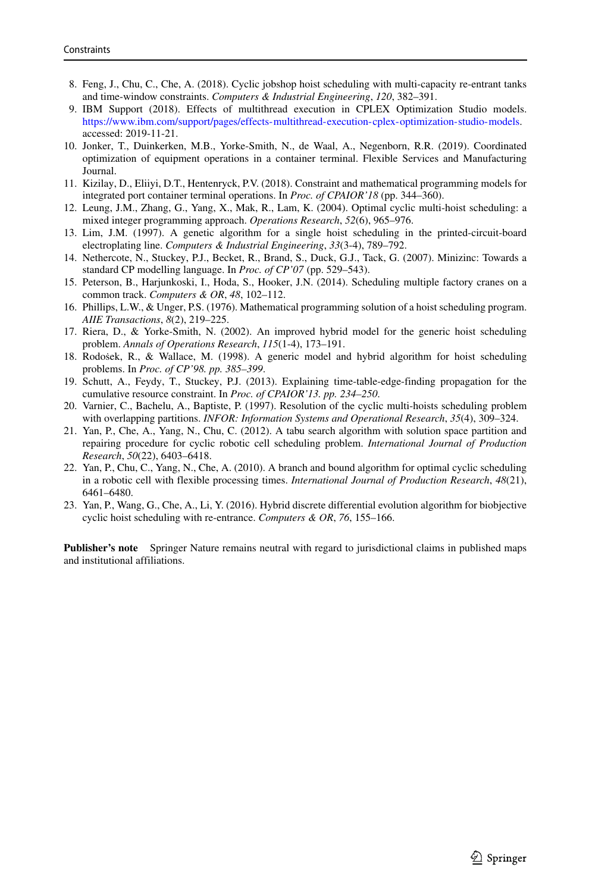8. Feng, J., Chu, C., Che, A. (2018). Cyclic jobshop hoist scheduling with multi-capacity re-entrant tanks and time-window constraints. *Computers & Industrial Engineering*, *120*, 382–391.
9. IBM Support (2018). Effects of multithread execution in CPLEX Optimization Studio models. https://www.ibm.com/support/pages/effects-multithread-execution-cplex-optimization-studio-models. accessed: 2019-11-21.
10. Jonker, T., Duinkerken, M.B., Yorke-Smith, N., de Waal, A., Negenborn, R.R. (2019). Coordinated optimization of equipment operations in a container terminal. Flexible Services and Manufacturing Journal.
11. Kizilay, D., Eliiyi, D.T., Hentenryck, P.V. (2018). Constraint and mathematical programming models for integrated port container terminal operations. In *Proc. of CPAIOR'18* (pp. 344–360).
12. Leung, J.M., Zhang, G., Yang, X., Mak, R., Lam, K. (2004). Optimal cyclic multi-hoist scheduling: a mixed integer programming approach. *Operations Research*, *52*(6), 965–976.
13. Lim, J.M. (1997). A genetic algorithm for a single hoist scheduling in the printed-circuit-board electroplating line. *Computers & Industrial Engineering*, *33*(3-4), 789–792.
14. Nethercote, N., Stuckey, P.J., Becket, R., Brand, S., Duck, G.J., Tack, G. (2007). Minizinc: Towards a standard CP modelling language. In *Proc. of CP'07* (pp. 529–543).
15. Peterson, B., Harjunkoski, I., Hoda, S., Hooker, J.N. (2014). Scheduling multiple factory cranes on a common track. *Computers & OR*, *48*, 102–112.
16. Phillips, L.W., & Unger, P.S. (1976). Mathematical programming solution of a hoist scheduling program. *AIIE Transactions*, *8*(2), 219–225.
17. Riera, D., & Yorke-Smith, N. (2002). An improved hybrid model for the generic hoist scheduling problem. *Annals of Operations Research*, *115*(1-4), 173–191.
18. Rodošek, R., & Wallace, M. (1998). A generic model and hybrid algorithm for hoist scheduling problems. In *Proc. of CP'98. pp. 385–399*.
19. Schutt, A., Feydy, T., Stuckey, P.J. (2013). Explaining time-table-edge-finding propagation for the cumulative resource constraint. In *Proc. of CPAIOR'13. pp. 234–250*.
20. Varnier, C., Bachelu, A., Baptiste, P. (1997). Resolution of the cyclic multi-hoists scheduling problem with overlapping partitions. *INFOR: Information Systems and Operational Research*, *35*(4), 309–324.
21. Yan, P., Che, A., Yang, N., Chu, C. (2012). A tabu search algorithm with solution space partition and repairing procedure for cyclic robotic cell scheduling problem. *International Journal of Production Research*, *50*(22), 6403–6418.
22. Yan, P., Chu, C., Yang, N., Che, A. (2010). A branch and bound algorithm for optimal cyclic scheduling in a robotic cell with flexible processing times. *International Journal of Production Research*, *48*(21), 6461–6480.
23. Yan, P., Wang, G., Che, A., Li, Y. (2016). Hybrid discrete differential evolution algorithm for biobjective cyclic hoist scheduling with re-entrance. *Computers & OR*, *76*, 155–166.

**Publisher's note** Springer Nature remains neutral with regard to jurisdictional claims in published maps and institutional affiliations.